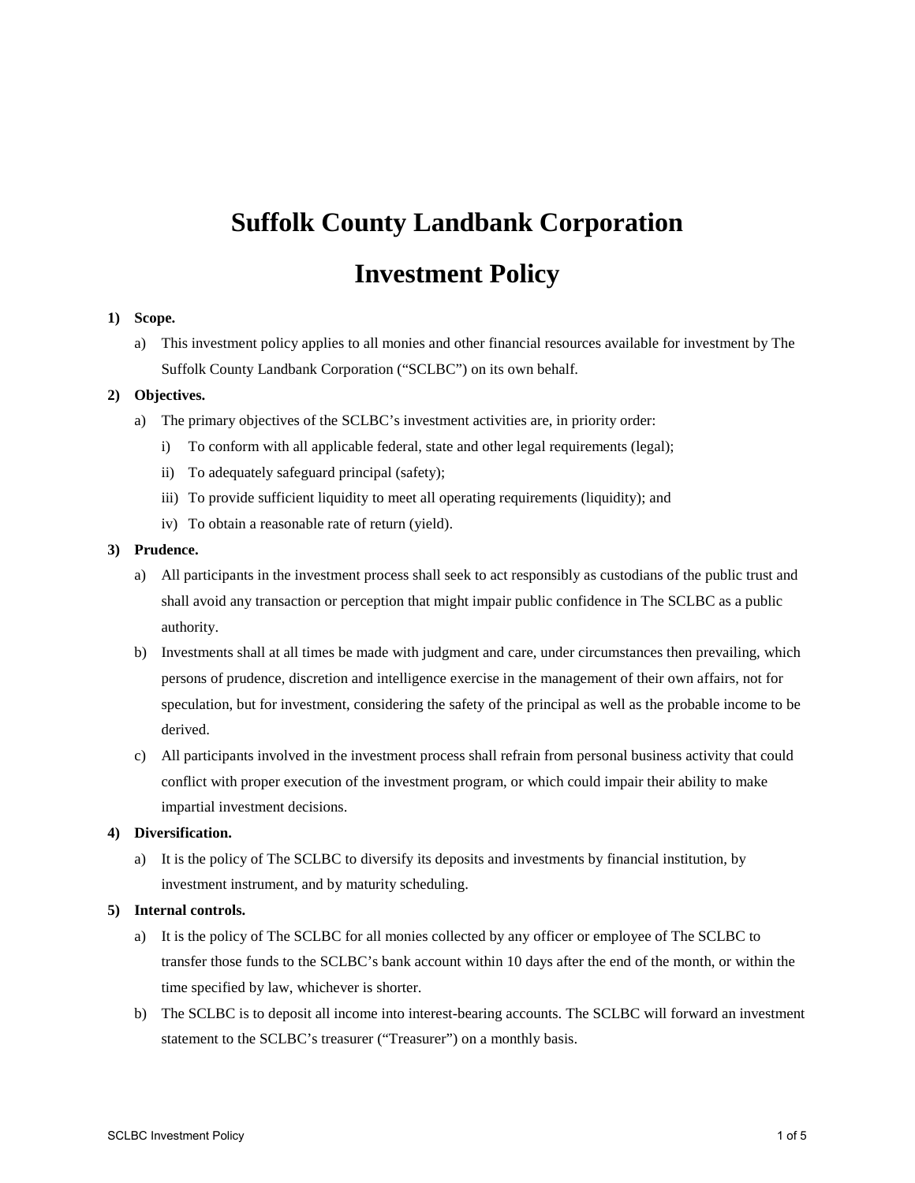# Suffolk County Landbank Corporation

# Investment Policy

1) **Scope.**
   a) This investment policy applies to all monies and other financial resources available for investment by The Suffolk County Landbank Corporation ("SCLBC") on its own behalf.

2) **Objectives.**
   a) The primary objectives of the SCLBC's investment activities are, in priority order:
      i) To conform with all applicable federal, state and other legal requirements (legal);
      ii) To adequately safeguard principal (safety);
      iii) To provide sufficient liquidity to meet all operating requirements (liquidity); and
      iv) To obtain a reasonable rate of return (yield).

3) **Prudence.**
   a) All participants in the investment process shall seek to act responsibly as custodians of the public trust and shall avoid any transaction or perception that might impair public confidence in The SCLBC as a public authority.
   b) Investments shall at all times be made with judgment and care, under circumstances then prevailing, which persons of prudence, discretion and intelligence exercise in the management of their own affairs, not for speculation, but for investment, considering the safety of the principal as well as the probable income to be derived.
   c) All participants involved in the investment process shall refrain from personal business activity that could conflict with proper execution of the investment program, or which could impair their ability to make impartial investment decisions.

4) **Diversification.**
   a) It is the policy of The SCLBC to diversify its deposits and investments by financial institution, by investment instrument, and by maturity scheduling.

5) **Internal controls.**
   a) It is the policy of The SCLBC for all monies collected by any officer or employee of The SCLBC to transfer those funds to the SCLBC's bank account within 10 days after the end of the month, or within the time specified by law, whichever is shorter.
   b) The SCLBC is to deposit all income into interest-bearing accounts. The SCLBC will forward an investment statement to the SCLBC's treasurer ("Treasurer") on a monthly basis.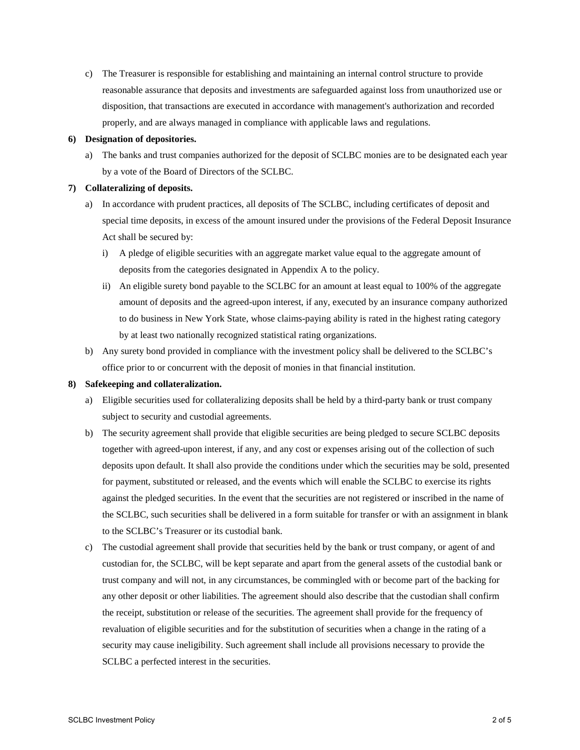c) The Treasurer is responsible for establishing and maintaining an internal control structure to provide reasonable assurance that deposits and investments are safeguarded against loss from unauthorized use or disposition, that transactions are executed in accordance with management's authorization and recorded properly, and are always managed in compliance with applicable laws and regulations.

**6) Designation of depositories.**

a) The banks and trust companies authorized for the deposit of SCLBC monies are to be designated each year by a vote of the Board of Directors of the SCLBC.

**7) Collateralizing of deposits.**

a) In accordance with prudent practices, all deposits of The SCLBC, including certificates of deposit and special time deposits, in excess of the amount insured under the provisions of the Federal Deposit Insurance Act shall be secured by:

   i) A pledge of eligible securities with an aggregate market value equal to the aggregate amount of deposits from the categories designated in Appendix A to the policy.

   ii) An eligible surety bond payable to the SCLBC for an amount at least equal to 100% of the aggregate amount of deposits and the agreed-upon interest, if any, executed by an insurance company authorized to do business in New York State, whose claims-paying ability is rated in the highest rating category by at least two nationally recognized statistical rating organizations.

b) Any surety bond provided in compliance with the investment policy shall be delivered to the SCLBC's office prior to or concurrent with the deposit of monies in that financial institution.

**8) Safekeeping and collateralization.**

a) Eligible securities used for collateralizing deposits shall be held by a third-party bank or trust company subject to security and custodial agreements.

b) The security agreement shall provide that eligible securities are being pledged to secure SCLBC deposits together with agreed-upon interest, if any, and any cost or expenses arising out of the collection of such deposits upon default. It shall also provide the conditions under which the securities may be sold, presented for payment, substituted or released, and the events which will enable the SCLBC to exercise its rights against the pledged securities. In the event that the securities are not registered or inscribed in the name of the SCLBC, such securities shall be delivered in a form suitable for transfer or with an assignment in blank to the SCLBC's Treasurer or its custodial bank.

c) The custodial agreement shall provide that securities held by the bank or trust company, or agent of and custodian for, the SCLBC, will be kept separate and apart from the general assets of the custodial bank or trust company and will not, in any circumstances, be commingled with or become part of the backing for any other deposit or other liabilities. The agreement should also describe that the custodian shall confirm the receipt, substitution or release of the securities. The agreement shall provide for the frequency of revaluation of eligible securities and for the substitution of securities when a change in the rating of a security may cause ineligibility. Such agreement shall include all provisions necessary to provide the SCLBC a perfected interest in the securities.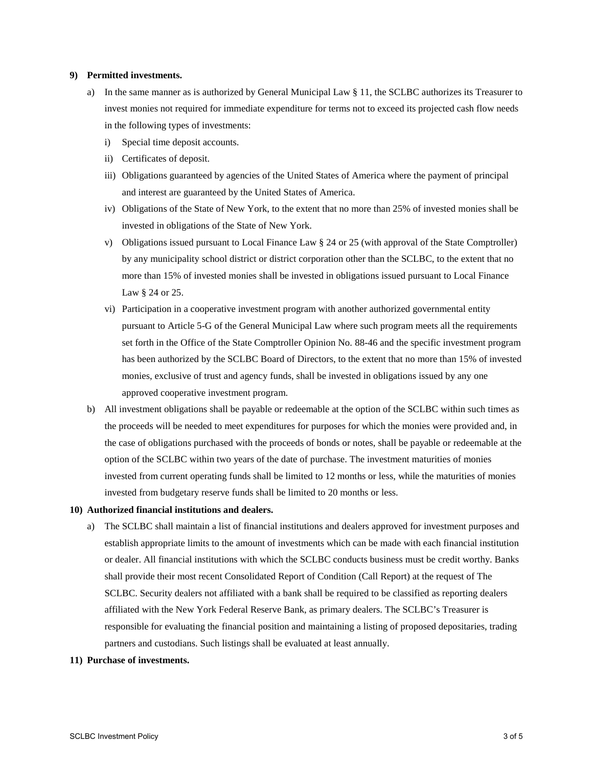**9) Permitted investments.**

a) In the same manner as is authorized by General Municipal Law § 11, the SCLBC authorizes its Treasurer to invest monies not required for immediate expenditure for terms not to exceed its projected cash flow needs in the following types of investments:

   i) Special time deposit accounts.

   ii) Certificates of deposit.

   iii) Obligations guaranteed by agencies of the United States of America where the payment of principal and interest are guaranteed by the United States of America.

   iv) Obligations of the State of New York, to the extent that no more than 25% of invested monies shall be invested in obligations of the State of New York.

   v) Obligations issued pursuant to Local Finance Law § 24 or 25 (with approval of the State Comptroller) by any municipality school district or district corporation other than the SCLBC, to the extent that no more than 15% of invested monies shall be invested in obligations issued pursuant to Local Finance Law § 24 or 25.

   vi) Participation in a cooperative investment program with another authorized governmental entity pursuant to Article 5-G of the General Municipal Law where such program meets all the requirements set forth in the Office of the State Comptroller Opinion No. 88-46 and the specific investment program has been authorized by the SCLBC Board of Directors, to the extent that no more than 15% of invested monies, exclusive of trust and agency funds, shall be invested in obligations issued by any one approved cooperative investment program.

b) All investment obligations shall be payable or redeemable at the option of the SCLBC within such times as the proceeds will be needed to meet expenditures for purposes for which the monies were provided and, in the case of obligations purchased with the proceeds of bonds or notes, shall be payable or redeemable at the option of the SCLBC within two years of the date of purchase. The investment maturities of monies invested from current operating funds shall be limited to 12 months or less, while the maturities of monies invested from budgetary reserve funds shall be limited to 20 months or less.

**10) Authorized financial institutions and dealers.**

a) The SCLBC shall maintain a list of financial institutions and dealers approved for investment purposes and establish appropriate limits to the amount of investments which can be made with each financial institution or dealer. All financial institutions with which the SCLBC conducts business must be credit worthy. Banks shall provide their most recent Consolidated Report of Condition (Call Report) at the request of The SCLBC. Security dealers not affiliated with a bank shall be required to be classified as reporting dealers affiliated with the New York Federal Reserve Bank, as primary dealers. The SCLBC's Treasurer is responsible for evaluating the financial position and maintaining a listing of proposed depositaries, trading partners and custodians. Such listings shall be evaluated at least annually.

**11) Purchase of investments.**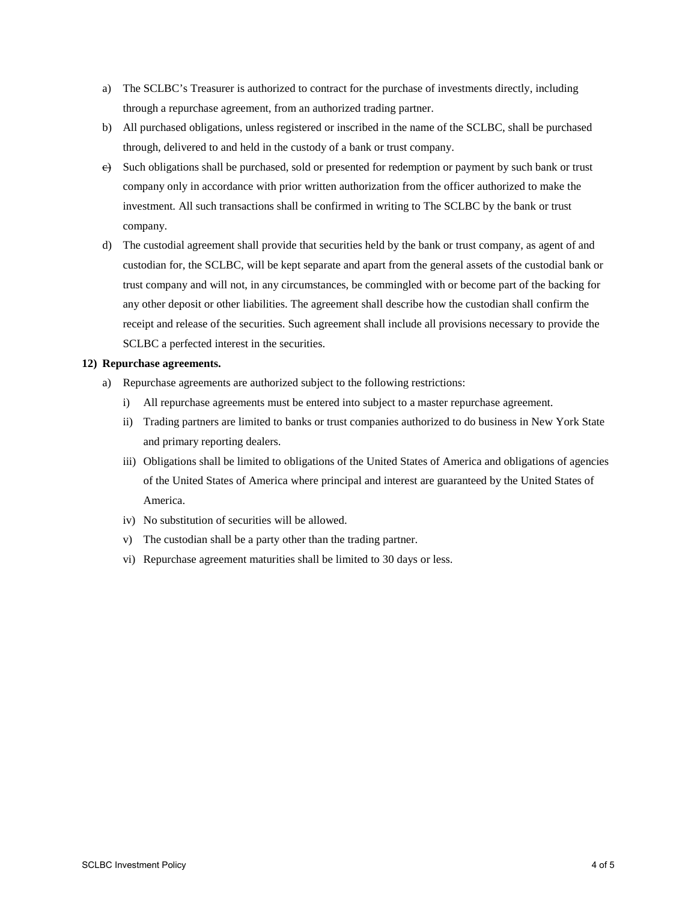a) The SCLBC's Treasurer is authorized to contract for the purchase of investments directly, including through a repurchase agreement, from an authorized trading partner.

b) All purchased obligations, unless registered or inscribed in the name of the SCLBC, shall be purchased through, delivered to and held in the custody of a bank or trust company.

c) Such obligations shall be purchased, sold or presented for redemption or payment by such bank or trust company only in accordance with prior written authorization from the officer authorized to make the investment. All such transactions shall be confirmed in writing to The SCLBC by the bank or trust company.

d) The custodial agreement shall provide that securities held by the bank or trust company, as agent of and custodian for, the SCLBC, will be kept separate and apart from the general assets of the custodial bank or trust company and will not, in any circumstances, be commingled with or become part of the backing for any other deposit or other liabilities. The agreement shall describe how the custodian shall confirm the receipt and release of the securities. Such agreement shall include all provisions necessary to provide the SCLBC a perfected interest in the securities.

**12) Repurchase agreements.**

a) Repurchase agreements are authorized subject to the following restrictions:

   i) All repurchase agreements must be entered into subject to a master repurchase agreement.

   ii) Trading partners are limited to banks or trust companies authorized to do business in New York State and primary reporting dealers.

   iii) Obligations shall be limited to obligations of the United States of America and obligations of agencies of the United States of America where principal and interest are guaranteed by the United States of America.

   iv) No substitution of securities will be allowed.

   v) The custodian shall be a party other than the trading partner.

   vi) Repurchase agreement maturities shall be limited to 30 days or less.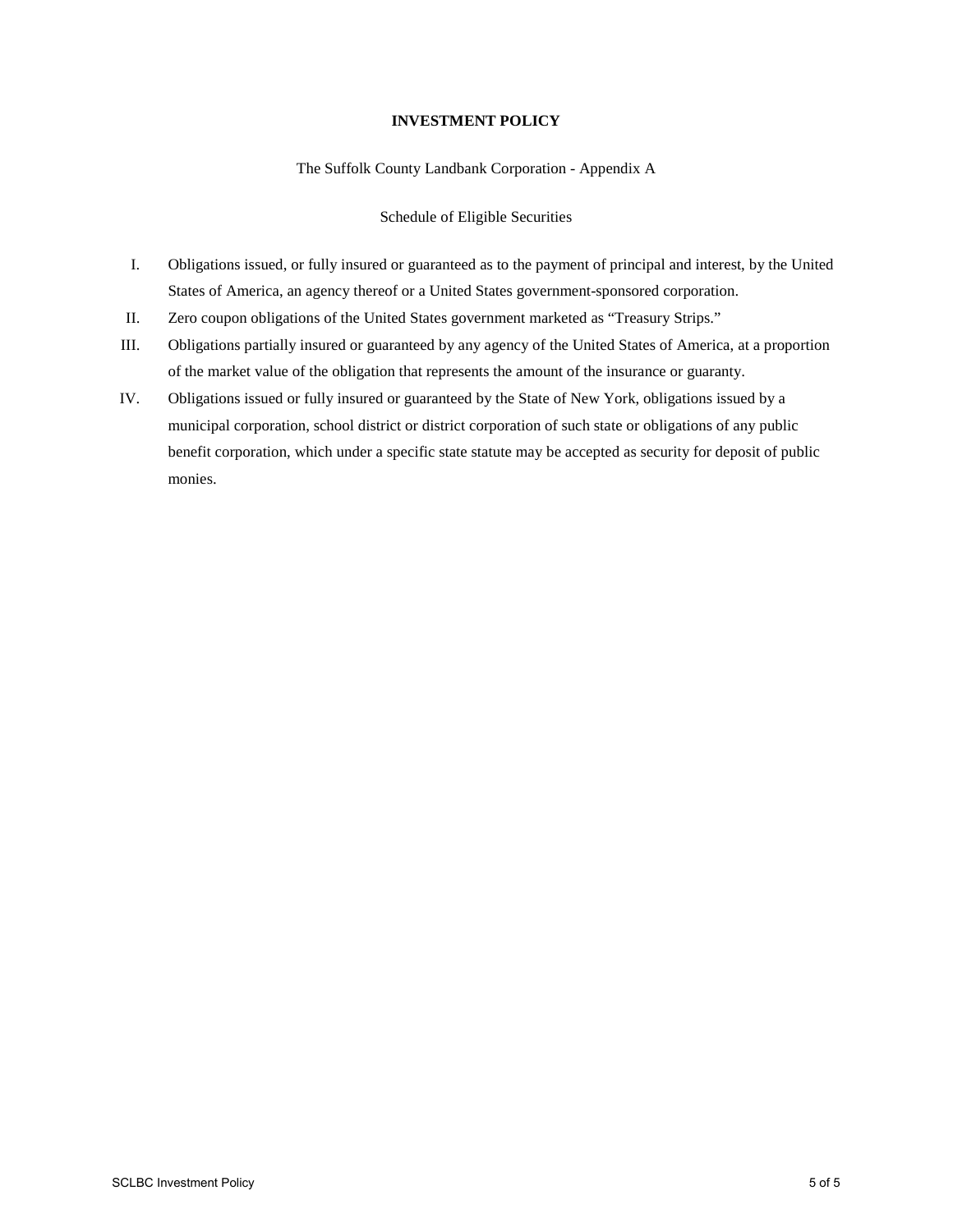**INVESTMENT POLICY**

The Suffolk County Landbank Corporation - Appendix A

Schedule of Eligible Securities

I. Obligations issued, or fully insured or guaranteed as to the payment of principal and interest, by the United States of America, an agency thereof or a United States government-sponsored corporation.

II. Zero coupon obligations of the United States government marketed as "Treasury Strips."

III. Obligations partially insured or guaranteed by any agency of the United States of America, at a proportion of the market value of the obligation that represents the amount of the insurance or guaranty.

IV. Obligations issued or fully insured or guaranteed by the State of New York, obligations issued by a municipal corporation, school district or district corporation of such state or obligations of any public benefit corporation, which under a specific state statute may be accepted as security for deposit of public monies.